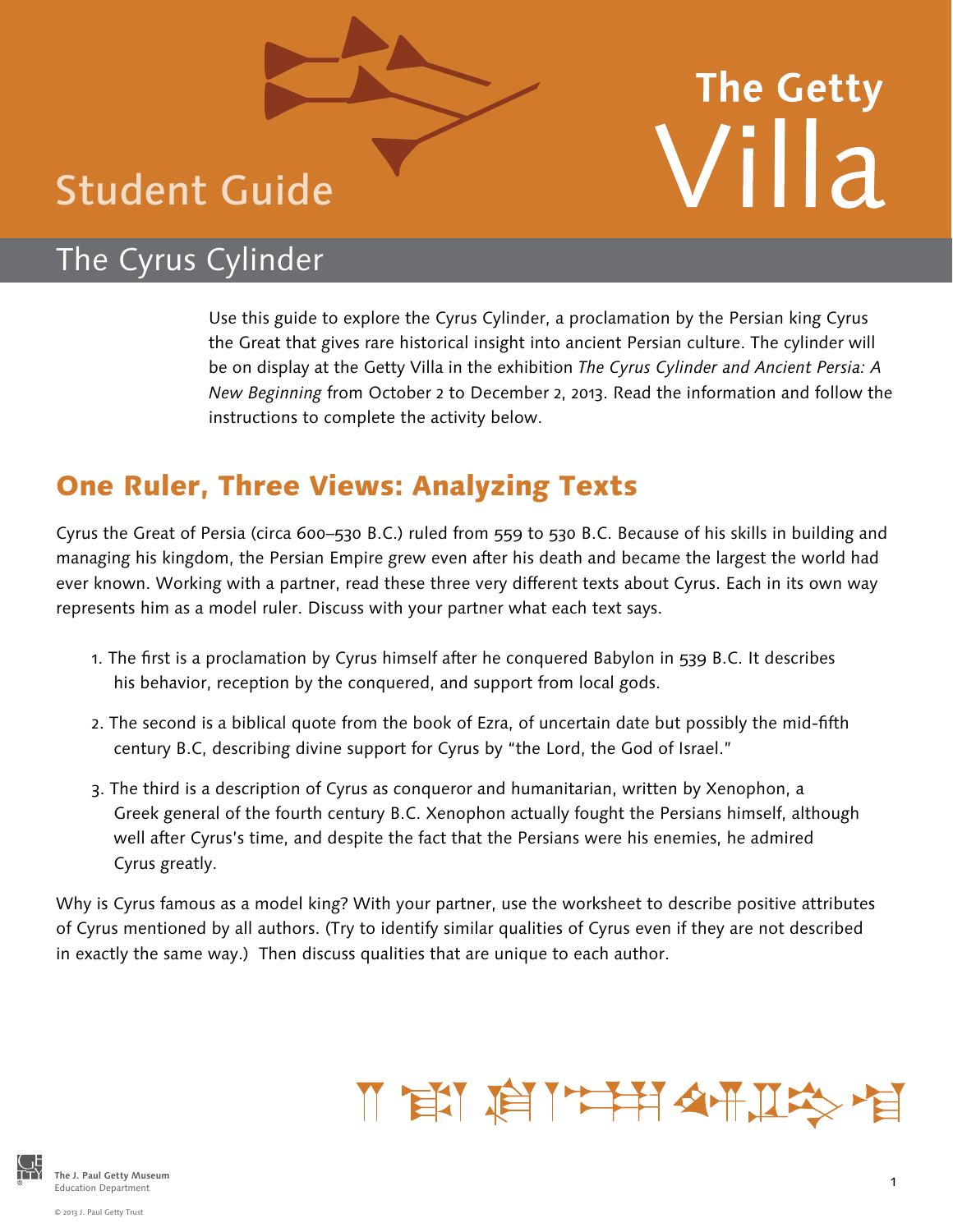# Student Guide

# The Getty Villa

## The Cyrus Cylinder

Use this guide to explore the Cyrus Cylinder, a proclamation by the Persian king Cyrus the Great that gives rare historical insight into ancient Persian culture. The cylinder will be on display at the Getty Villa in the exhibition *The Cyrus Cylinder and Ancient Persia: A New Beginning* from October 2 to December 2, 2013. Read the information and follow the instructions to complete the activity below.

## One Ruler, Three Views: Analyzing Texts

Cyrus the Great of Persia (circa 600–530 B.C.) ruled from 559 to 530 B.C. Because of his skills in building and managing his kingdom, the Persian Empire grew even after his death and became the largest the world had ever known. Working with a partner, read these three very different texts about Cyrus. Each in its own way represents him as a model ruler. Discuss with your partner what each text says.

1. The first is a proclamation by Cyrus himself after he conquered Babylon in 539 B.C. It describes his behavior, reception by the conquered, and support from local gods.
2. The second is a biblical quote from the book of Ezra, of uncertain date but possibly the mid-fifth century B.C, describing divine support for Cyrus by "the Lord, the God of Israel."
3. The third is a description of Cyrus as conqueror and humanitarian, written by Xenophon, a Greek general of the fourth century B.C. Xenophon actually fought the Persians himself, although well after Cyrus's time, and despite the fact that the Persians were his enemies, he admired Cyrus greatly.

Why is Cyrus famous as a model king? With your partner, use the worksheet to describe positive attributes of Cyrus mentioned by all authors. (Try to identify similar qualities of Cyrus even if they are not described in exactly the same way.) Then discuss qualities that are unique to each author.

The J. Paul Getty Museum
Education Department

© 2013 J. Paul Getty Trust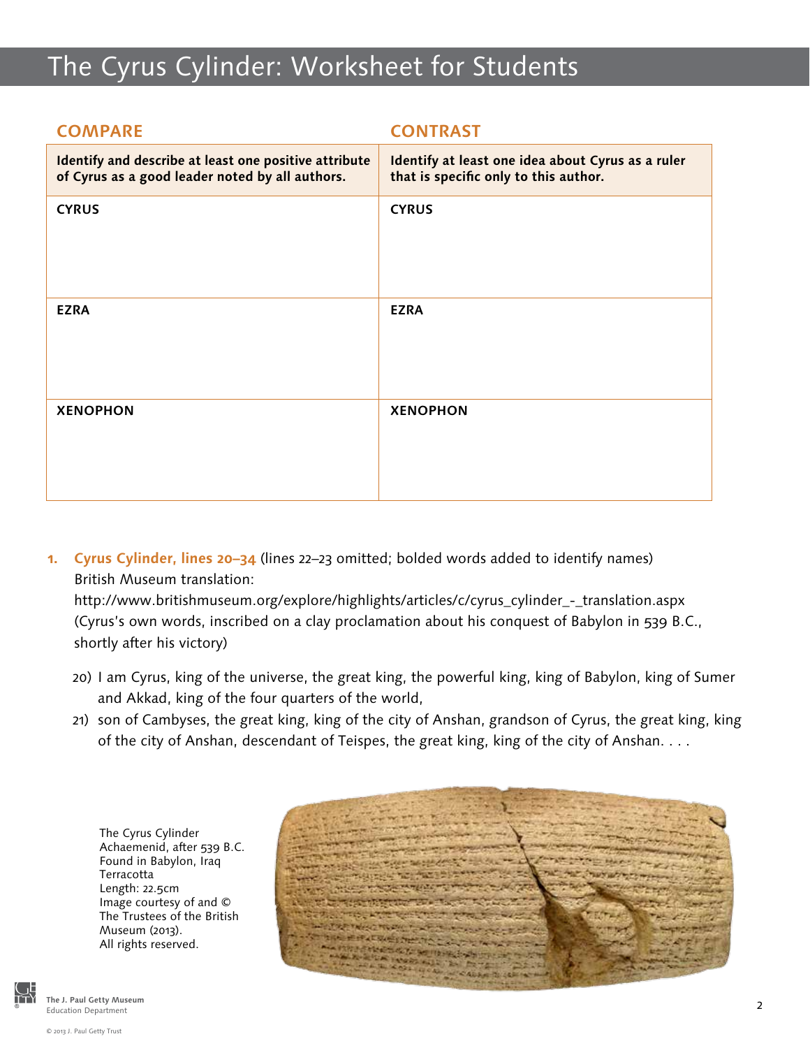# The Cyrus Cylinder: Worksheet for Students

| **COMPARE** | **CONTRAST** |
|---|---|
| **Identify and describe at least one positive attribute of Cyrus as a good leader noted by all authors.** | **Identify at least one idea about Cyrus as a ruler that is specific only to this author.** |
| **CYRUS** | **CYRUS** |
| **EZRA** | **EZRA** |
| **XENOPHON** | **XENOPHON** |

1. **Cyrus Cylinder, lines 20–34** (lines 22–23 omitted; bolded words added to identify names)
British Museum translation:
http://www.britishmuseum.org/explore/highlights/articles/c/cyrus_cylinder_-_translation.aspx
(Cyrus's own words, inscribed on a clay proclamation about his conquest of Babylon in 539 B.C., shortly after his victory)

   20) I am Cyrus, king of the universe, the great king, the powerful king, king of Babylon, king of Sumer and Akkad, king of the four quarters of the world,
   21) son of Cambyses, the great king, king of the city of Anshan, grandson of Cyrus, the great king, king of the city of Anshan, descendant of Teispes, the great king, king of the city of Anshan. . . .

The Cyrus Cylinder
Achaemenid, after 539 B.C.
Found in Babylon, Iraq
Terracotta
Length: 22.5cm
Image courtesy of and © The Trustees of the British Museum (2013).
All rights reserved.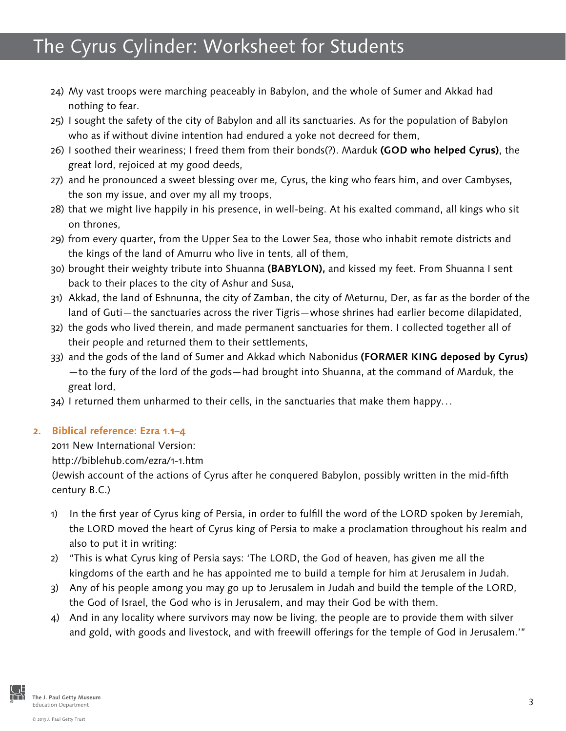24) My vast troops were marching peaceably in Babylon, and the whole of Sumer and Akkad had nothing to fear.
25) I sought the safety of the city of Babylon and all its sanctuaries. As for the population of Babylon who as if without divine intention had endured a yoke not decreed for them,
26) I soothed their weariness; I freed them from their bonds(?). Marduk **(GOD who helped Cyrus)**, the great lord, rejoiced at my good deeds,
27) and he pronounced a sweet blessing over me, Cyrus, the king who fears him, and over Cambyses, the son my issue, and over my all my troops,
28) that we might live happily in his presence, in well-being. At his exalted command, all kings who sit on thrones,
29) from every quarter, from the Upper Sea to the Lower Sea, those who inhabit remote districts and the kings of the land of Amurru who live in tents, all of them,
30) brought their weighty tribute into Shuanna **(BABYLON),** and kissed my feet. From Shuanna I sent back to their places to the city of Ashur and Susa,
31) Akkad, the land of Eshnunna, the city of Zamban, the city of Meturnu, Der, as far as the border of the land of Guti—the sanctuaries across the river Tigris—whose shrines had earlier become dilapidated,
32) the gods who lived therein, and made permanent sanctuaries for them. I collected together all of their people and returned them to their settlements,
33) and the gods of the land of Sumer and Akkad which Nabonidus **(FORMER KING deposed by Cyrus)** —to the fury of the lord of the gods—had brought into Shuanna, at the command of Marduk, the great lord,
34) I returned them unharmed to their cells, in the sanctuaries that make them happy…

## 2. Biblical reference: Ezra 1.1–4

2011 New International Version:
http://biblehub.com/ezra/1-1.htm
(Jewish account of the actions of Cyrus after he conquered Babylon, possibly written in the mid-fifth century B.C.)

1) In the first year of Cyrus king of Persia, in order to fulfill the word of the LORD spoken by Jeremiah, the LORD moved the heart of Cyrus king of Persia to make a proclamation throughout his realm and also to put it in writing:
2) "This is what Cyrus king of Persia says: 'The LORD, the God of heaven, has given me all the kingdoms of the earth and he has appointed me to build a temple for him at Jerusalem in Judah.
3) Any of his people among you may go up to Jerusalem in Judah and build the temple of the LORD, the God of Israel, the God who is in Jerusalem, and may their God be with them.
4) And in any locality where survivors may now be living, the people are to provide them with silver and gold, with goods and livestock, and with freewill offerings for the temple of God in Jerusalem.'"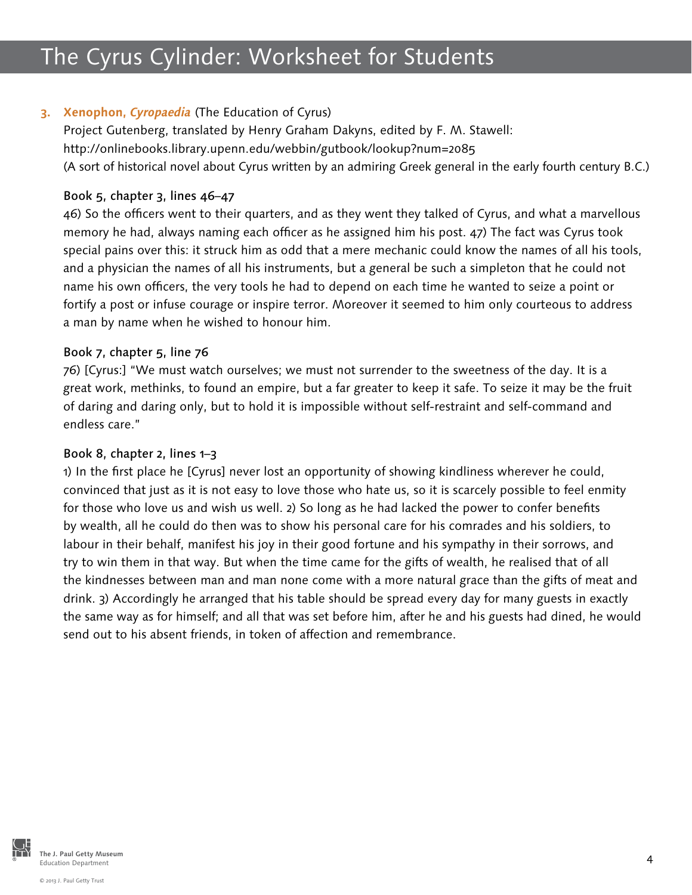3. **Xenophon, *Cyropaedia*** (The Education of Cyrus)

Project Gutenberg, translated by Henry Graham Dakyns, edited by F. M. Stawell:
http://onlinebooks.library.upenn.edu/webbin/gutbook/lookup?num=2085
(A sort of historical novel about Cyrus written by an admiring Greek general in the early fourth century B.C.)

**Book 5, chapter 3, lines 46–47**

46) So the officers went to their quarters, and as they went they talked of Cyrus, and what a marvellous memory he had, always naming each officer as he assigned him his post. 47) The fact was Cyrus took special pains over this: it struck him as odd that a mere mechanic could know the names of all his tools, and a physician the names of all his instruments, but a general be such a simpleton that he could not name his own officers, the very tools he had to depend on each time he wanted to seize a point or fortify a post or infuse courage or inspire terror. Moreover it seemed to him only courteous to address a man by name when he wished to honour him.

**Book 7, chapter 5, line 76**

76) [Cyrus:] "We must watch ourselves; we must not surrender to the sweetness of the day. It is a great work, methinks, to found an empire, but a far greater to keep it safe. To seize it may be the fruit of daring and daring only, but to hold it is impossible without self-restraint and self-command and endless care."

**Book 8, chapter 2, lines 1–3**

1) In the first place he [Cyrus] never lost an opportunity of showing kindliness wherever he could, convinced that just as it is not easy to love those who hate us, so it is scarcely possible to feel enmity for those who love us and wish us well. 2) So long as he had lacked the power to confer benefits by wealth, all he could do then was to show his personal care for his comrades and his soldiers, to labour in their behalf, manifest his joy in their good fortune and his sympathy in their sorrows, and try to win them in that way. But when the time came for the gifts of wealth, he realised that of all the kindnesses between man and man none come with a more natural grace than the gifts of meat and drink. 3) Accordingly he arranged that his table should be spread every day for many guests in exactly the same way as for himself; and all that was set before him, after he and his guests had dined, he would send out to his absent friends, in token of affection and remembrance.